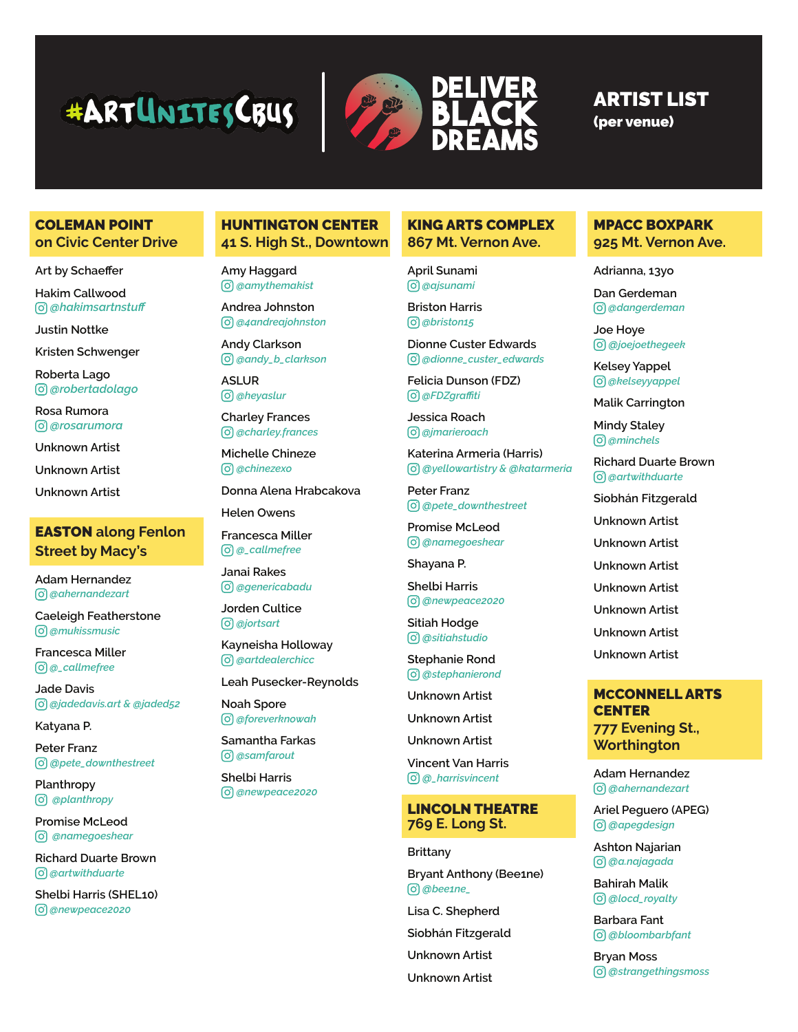#ArtUnitesCbus | DELIVER BLACK DREAMS

# ARTIST LIST
**(per venue)**

## COLEMAN POINT on Civic Center Drive

- Art by Schaeffer
- Hakim Callwood
  @hakimsartnstuff
- Justin Nottke
- Kristen Schwenger
- Roberta Lago
  @robertadolago
- Rosa Rumora
  @rosarumora
- Unknown Artist
- Unknown Artist
- Unknown Artist

## EASTON along Fenlon Street by Macy's

- Adam Hernandez
  @ahernandezart
- Caeleigh Featherstone
  @mukissmusic
- Francesca Miller
  @_callmefree
- Jade Davis
  @jadedavis.art & @jaded52
- Katyana P.
- Peter Franz
  @pete_downthestreet
- Planthropy
  @planthropy
- Promise McLeod
  @namegoeshear
- Richard Duarte Brown
  @artwithduarte
- Shelbi Harris (SHEL10)
  @newpeace2020

## HUNTINGTON CENTER 41 S. High St., Downtown

- Amy Haggard
  @amythemakist
- Andrea Johnston
  @4andreajohnston
- Andy Clarkson
  @andy_b_clarkson
- ASLUR
  @heyaslur
- Charley Frances
  @charley.frances
- Michelle Chineze
  @chinezexo
- Donna Alena Hrabcakova
- Helen Owens
- Francesca Miller
  @_callmefree
- Janai Rakes
  @genericabadu
- Jorden Cultice
  @jortsart
- Kayneisha Holloway
  @artdealerchicc
- Leah Pusecker-Reynolds
- Noah Spore
  @foreverknowah
- Samantha Farkas
  @samfarout
- Shelbi Harris
  @newpeace2020

## KING ARTS COMPLEX 867 Mt. Vernon Ave.

- April Sunami
  @ajsunami
- Briston Harris
  @briston15
- Dionne Custer Edwards
  @dionne_custer_edwards
- Felicia Dunson (FDZ)
  @FDZgraffiti
- Jessica Roach
  @jmarieroach
- Katerina Armeria (Harris)
  @yellowartistry & @katarmeria
- Peter Franz
  @pete_downthestreet
- Promise McLeod
  @namegoeshear
- Shayana P.
- Shelbi Harris
  @newpeace2020
- Sitiah Hodge
  @sitiahstudio
- Stephanie Rond
  @stephanierond
- Unknown Artist
- Unknown Artist
- Unknown Artist
- Vincent Van Harris
  @_harrisvincent

## LINCOLN THEATRE 769 E. Long St.

- Brittany
- Bryant Anthony (Bee1ne)
  @bee1ne_
- Lisa C. Shepherd
- Siobhán Fitzgerald
- Unknown Artist
- Unknown Artist

## MPACC BOXPARK 925 Mt. Vernon Ave.

- Adrianna, 13yo
- Dan Gerdeman
  @dangerdeman
- Joe Hoye
  @joejoethegeek
- Kelsey Yappel
  @kelseyyappel
- Malik Carrington
- Mindy Staley
  @minchels
- Richard Duarte Brown
  @artwithduarte
- Siobhán Fitzgerald
- Unknown Artist
- Unknown Artist
- Unknown Artist
- Unknown Artist
- Unknown Artist
- Unknown Artist
- Unknown Artist

## MCCONNELL ARTS CENTER 777 Evening St., Worthington

- Adam Hernandez
  @ahernandezart
- Ariel Peguero (APEG)
  @apegdesign
- Ashton Najarian
  @a.najagada
- Bahirah Malik
  @locd_royalty
- Barbara Fant
  @bloombarbfant
- Bryan Moss
  @strangethingsmoss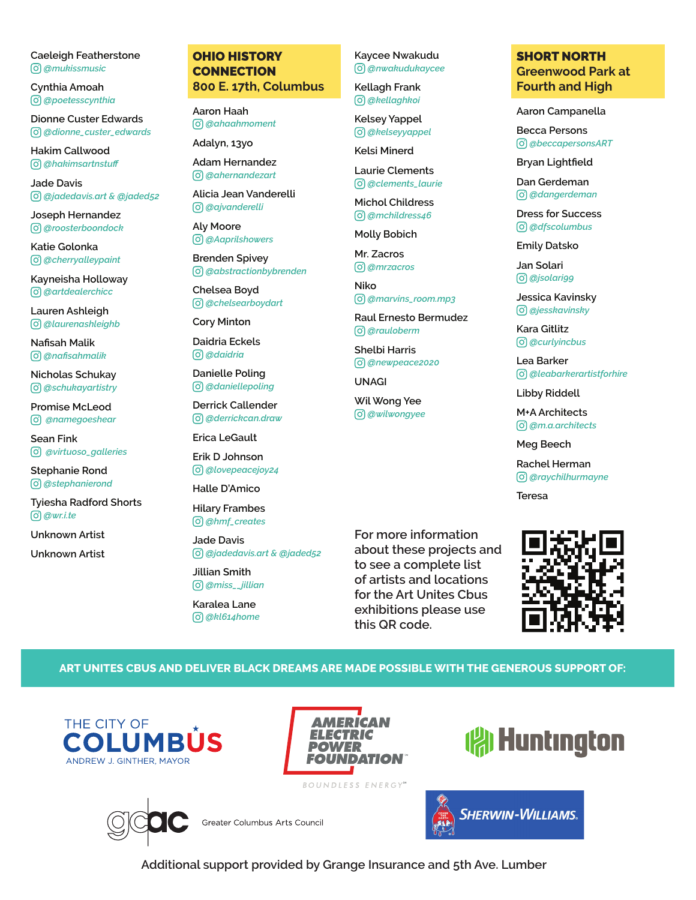Caeleigh Featherstone
@mukissmusic

Cynthia Amoah
@poetesscynthia

Dionne Custer Edwards
@dionne_custer_edwards

Hakim Callwood
@hakimsartnstuff

Jade Davis
@jadedavis.art & @jaded52

Joseph Hernandez
@roosterboondock

Katie Golonka
@cherryalleypaint

Kayneisha Holloway
@artdealerchicc

Lauren Ashleigh
@laurenashleighb

Nafisah Malik
@nafisahmalik

Nicholas Schukay
@schukayartistry

Promise McLeod
@namegoeshear

Sean Fink
@virtuoso_galleries

Stephanie Rond
@stephanierond

Tyiesha Radford Shorts
@wr.i.te

Unknown Artist

Unknown Artist

## OHIO HISTORY CONNECTION
800 E. 17th, Columbus

Aaron Haah
@ahaahmoment

Adalyn, 13yo

Adam Hernandez
@ahernandezart

Alicia Jean Vanderelli
@ajvanderelli

Aly Moore
@Aaprilshowers

Brenden Spivey
@abstractionbybrenden

Chelsea Boyd
@chelsearboydart

Cory Minton

Daidria Eckels
@daidria

Danielle Poling
@daniellepoling

Derrick Callender
@derrickcan.draw

Erica LeGault

Erik D Johnson
@lovepeacejoy24

Halle D'Amico

Hilary Frambes
@hmf_creates

Jade Davis
@jadedavis.art & @jaded52

Jillian Smith
@miss__jillian

Karalea Lane
@kl614home

Kaycee Nwakudu
@nwakudukaycee

Kellagh Frank
@kellaghkoi

Kelsey Yappel
@kelseyyappel

Kelsi Minerd

Laurie Clements
@clements_laurie

Michol Childress
@mchildress46

Molly Bobich

Mr. Zacros
@mrzacros

Niko
@marvins_room.mp3

Raul Ernesto Bermudez
@rauloberm

Shelbi Harris
@newpeace2020

UNAGI

Wil Wong Yee
@wilwongyee

## SHORT NORTH
Greenwood Park at Fourth and High

Aaron Campanella

Becca Persons
@beccapersonsART

Bryan Lightfield

Dan Gerdeman
@dangerdeman

Dress for Success
@dfscolumbus

Emily Datsko

Jan Solari
@jsolari99

Jessica Kavinsky
@jesskavinsky

Kara Gitlitz
@curlyincbus

Lea Barker
@leabarkerartistforhire

Libby Riddell

M+A Architects
@m.a.architects

Meg Beech

Rachel Herman
@raychilhurmayne

Teresa

For more information about these projects and to see a complete list of artists and locations for the Art Unites Cbus exhibitions please use this QR code.

**ART UNITES CBUS AND DELIVER BLACK DREAMS ARE MADE POSSIBLE WITH THE GENEROUS SUPPORT OF:**

THE CITY OF COLUMBUS — ANDREW J. GINTHER, MAYOR

AMERICAN ELECTRIC POWER FOUNDATION — BOUNDLESS ENERGY

Huntington

gcac — Greater Columbus Arts Council

SHERWIN-WILLIAMS.

Additional support provided by Grange Insurance and 5th Ave. Lumber